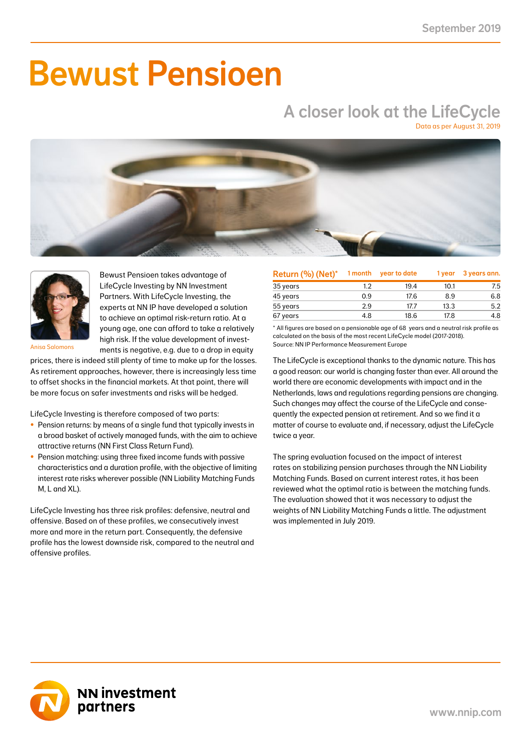September 2019

# Bewust Pensioen

## A closer look at the LifeCycle

Data as per August 31, 2019

Anisa Salomons

Bewust Pensioen takes advantage of LifeCycle Investing by NN Investment Partners. With LifeCycle Investing, the experts at NN IP have developed a solution to achieve an optimal risk-return ratio. At a young age, one can afford to take a relatively high risk. If the value development of investments is negative, e.g. due to a drop in equity prices, there is indeed still plenty of time to make up for the losses. As retirement approaches, however, there is increasingly less time to offset shocks in the financial markets. At that point, there will be more focus on safer investments and risks will be hedged.

LifeCycle Investing is therefore composed of two parts:

- Pension returns: by means of a single fund that typically invests in a broad basket of actively managed funds, with the aim to achieve attractive returns (NN First Class Return Fund).
- Pension matching: using three fixed income funds with passive characteristics and a duration profile, with the objective of limiting interest rate risks wherever possible (NN Liability Matching Funds M, L and XL).

LifeCycle Investing has three risk profiles: defensive, neutral and offensive. Based on these profiles, we consecutively invest more and more in the return part. Consequently, the defensive profile has the lowest downside risk, compared to the neutral and offensive profiles.

| Return (%) (Net)* | 1 month | year to date | 1 year | 3 years ann. |
|---|---|---|---|---|
| 35 years | 1.2 | 19.4 | 10.1 | 7.5 |
| 45 years | 0.9 | 17.6 | 8.9 | 6.8 |
| 55 years | 2.9 | 17.7 | 13.3 | 5.2 |
| 67 years | 4.8 | 18.6 | 17.8 | 4.8 |

* All figures are based on a pensionable age of 68 years and a neutral risk profile as calculated on the basis of the most recent LifeCycle model (2017-2018).
Source: NN IP Performance Measurement Europe

The LifeCycle is exceptional thanks to the dynamic nature. This has a good reason: our world is changing faster than ever. All around the world there are economic developments with impact and in the Netherlands, laws and regulations regarding pensions are changing. Such changes may affect the course of the LifeCycle and consequently the expected pension at retirement. And so we find it a matter of course to evaluate and, if necessary, adjust the LifeCycle twice a year.

The spring evaluation focused on the impact of interest rates on stabilizing pension purchases through the NN Liability Matching Funds. Based on current interest rates, it has been reviewed what the optimal ratio is between the matching funds. The evaluation showed that it was necessary to adjust the weights of NN Liability Matching Funds a little. The adjustment was implemented in July 2019.

NN investment partners

www.nnip.com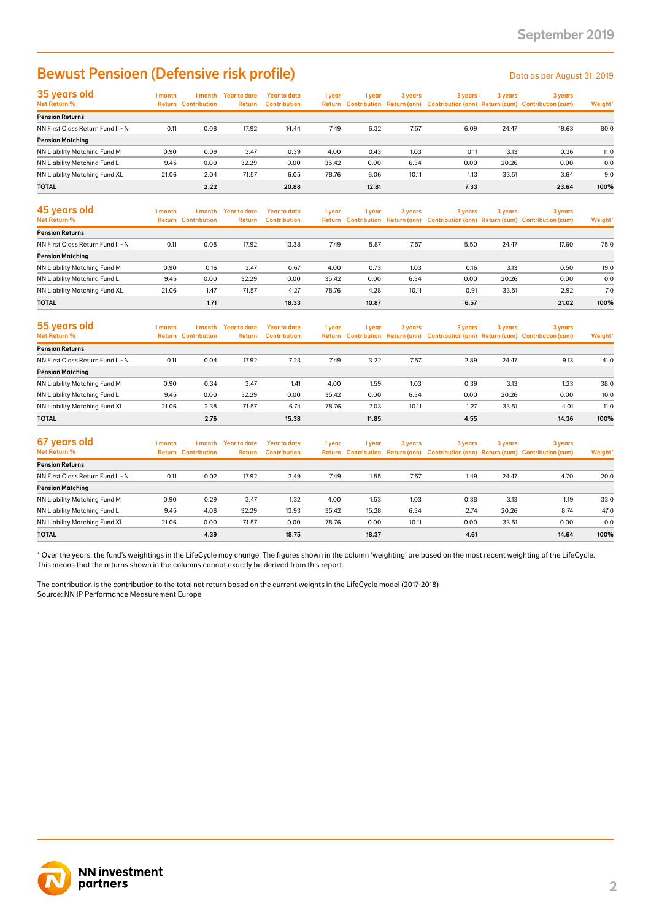# Bewust Pensioen (Defensive risk profile)

Data as per August 31, 2019

| 35 years old<br>Net Return % | 1 month Return | 1 month Contribution | Year to date Return | Year to date Contribution | 1 year Return | 1 year Contribution | 3 years Return (ann) | 3 years Contribution (ann) | 3 years Return (cum) | 3 years Contribution (cum) | Weight* |
|---|---|---|---|---|---|---|---|---|---|---|---|
| **Pension Returns** | | | | | | | | | | | |
| NN First Class Return Fund II - N | 0.11 | 0.08 | 17.92 | 14.44 | 7.49 | 6.32 | 7.57 | 6.09 | 24.47 | 19.63 | 80.0 |
| **Pension Matching** | | | | | | | | | | | |
| NN Liability Matching Fund M | 0.90 | 0.09 | 3.47 | 0.39 | 4.00 | 0.43 | 1.03 | 0.11 | 3.13 | 0.36 | 11.0 |
| NN Liability Matching Fund L | 9.45 | 0.00 | 32.29 | 0.00 | 35.42 | 0.00 | 6.34 | 0.00 | 20.26 | 0.00 | 0.0 |
| NN Liability Matching Fund XL | 21.06 | 2.04 | 71.57 | 6.05 | 78.76 | 6.06 | 10.11 | 1.13 | 33.51 | 3.64 | 9.0 |
| **TOTAL** | | **2.22** | | **20.88** | | **12.81** | | **7.33** | | **23.64** | **100%** |

| 45 years old<br>Net Return % | 1 month Return | 1 month Contribution | Year to date Return | Year to date Contribution | 1 year Return | 1 year Contribution | 3 years Return (ann) | 3 years Contribution (ann) | 3 years Return (cum) | 3 years Contribution (cum) | Weight* |
|---|---|---|---|---|---|---|---|---|---|---|---|
| **Pension Returns** | | | | | | | | | | | |
| NN First Class Return Fund II - N | 0.11 | 0.08 | 17.92 | 13.38 | 7.49 | 5.87 | 7.57 | 5.50 | 24.47 | 17.60 | 75.0 |
| **Pension Matching** | | | | | | | | | | | |
| NN Liability Matching Fund M | 0.90 | 0.16 | 3.47 | 0.67 | 4.00 | 0.73 | 1.03 | 0.16 | 3.13 | 0.50 | 19.0 |
| NN Liability Matching Fund L | 9.45 | 0.00 | 32.29 | 0.00 | 35.42 | 0.00 | 6.34 | 0.00 | 20.26 | 0.00 | 0.0 |
| NN Liability Matching Fund XL | 21.06 | 1.47 | 71.57 | 4.27 | 78.76 | 4.28 | 10.11 | 0.91 | 33.51 | 2.92 | 7.0 |
| **TOTAL** | | **1.71** | | **18.33** | | **10.87** | | **6.57** | | **21.02** | **100%** |

| 55 years old<br>Net Return % | 1 month Return | 1 month Contribution | Year to date Return | Year to date Contribution | 1 year Return | 1 year Contribution | 3 years Return (ann) | 3 years Contribution (ann) | 3 years Return (cum) | 3 years Contribution (cum) | Weight* |
|---|---|---|---|---|---|---|---|---|---|---|---|
| **Pension Returns** | | | | | | | | | | | |
| NN First Class Return Fund II - N | 0.11 | 0.04 | 17.92 | 7.23 | 7.49 | 3.22 | 7.57 | 2.89 | 24.47 | 9.13 | 41.0 |
| **Pension Matching** | | | | | | | | | | | |
| NN Liability Matching Fund M | 0.90 | 0.34 | 3.47 | 1.41 | 4.00 | 1.59 | 1.03 | 0.39 | 3.13 | 1.23 | 38.0 |
| NN Liability Matching Fund L | 9.45 | 0.00 | 32.29 | 0.00 | 35.42 | 0.00 | 6.34 | 0.00 | 20.26 | 0.00 | 10.0 |
| NN Liability Matching Fund XL | 21.06 | 2.38 | 71.57 | 6.74 | 78.76 | 7.03 | 10.11 | 1.27 | 33.51 | 4.01 | 11.0 |
| **TOTAL** | | **2.76** | | **15.38** | | **11.85** | | **4.55** | | **14.36** | **100%** |

| 67 years old<br>Net Return % | 1 month Return | 1 month Contribution | Year to date Return | Year to date Contribution | 1 year Return | 1 year Contribution | 3 years Return (ann) | 3 years Contribution (ann) | 3 years Return (cum) | 3 years Contribution (cum) | Weight* |
|---|---|---|---|---|---|---|---|---|---|---|---|
| **Pension Returns** | | | | | | | | | | | |
| NN First Class Return Fund II - N | 0.11 | 0.02 | 17.92 | 3.49 | 7.49 | 1.55 | 7.57 | 1.49 | 24.47 | 4.70 | 20.0 |
| **Pension Matching** | | | | | | | | | | | |
| NN Liability Matching Fund M | 0.90 | 0.29 | 3.47 | 1.32 | 4.00 | 1.53 | 1.03 | 0.38 | 3.13 | 1.19 | 33.0 |
| NN Liability Matching Fund L | 9.45 | 4.08 | 32.29 | 13.93 | 35.42 | 15.28 | 6.34 | 2.74 | 20.26 | 8.74 | 47.0 |
| NN Liability Matching Fund XL | 21.06 | 0.00 | 71.57 | 0.00 | 78.76 | 0.00 | 10.11 | 0.00 | 33.51 | 0.00 | 0.0 |
| **TOTAL** | | **4.39** | | **18.75** | | **18.37** | | **4.61** | | **14.64** | **100%** |

* Over the years. the fund's weightings in the LifeCycle may change. The figures shown in the column 'weighting' are based on the most recent weighting of the LifeCycle. This means that the returns shown in the columns cannot exactly be derived from this report.

The contribution is the contribution to the total net return based on the current weights in the LifeCycle model (2017-2018)
Source: NN IP Performance Measurement Europe

NN investment partners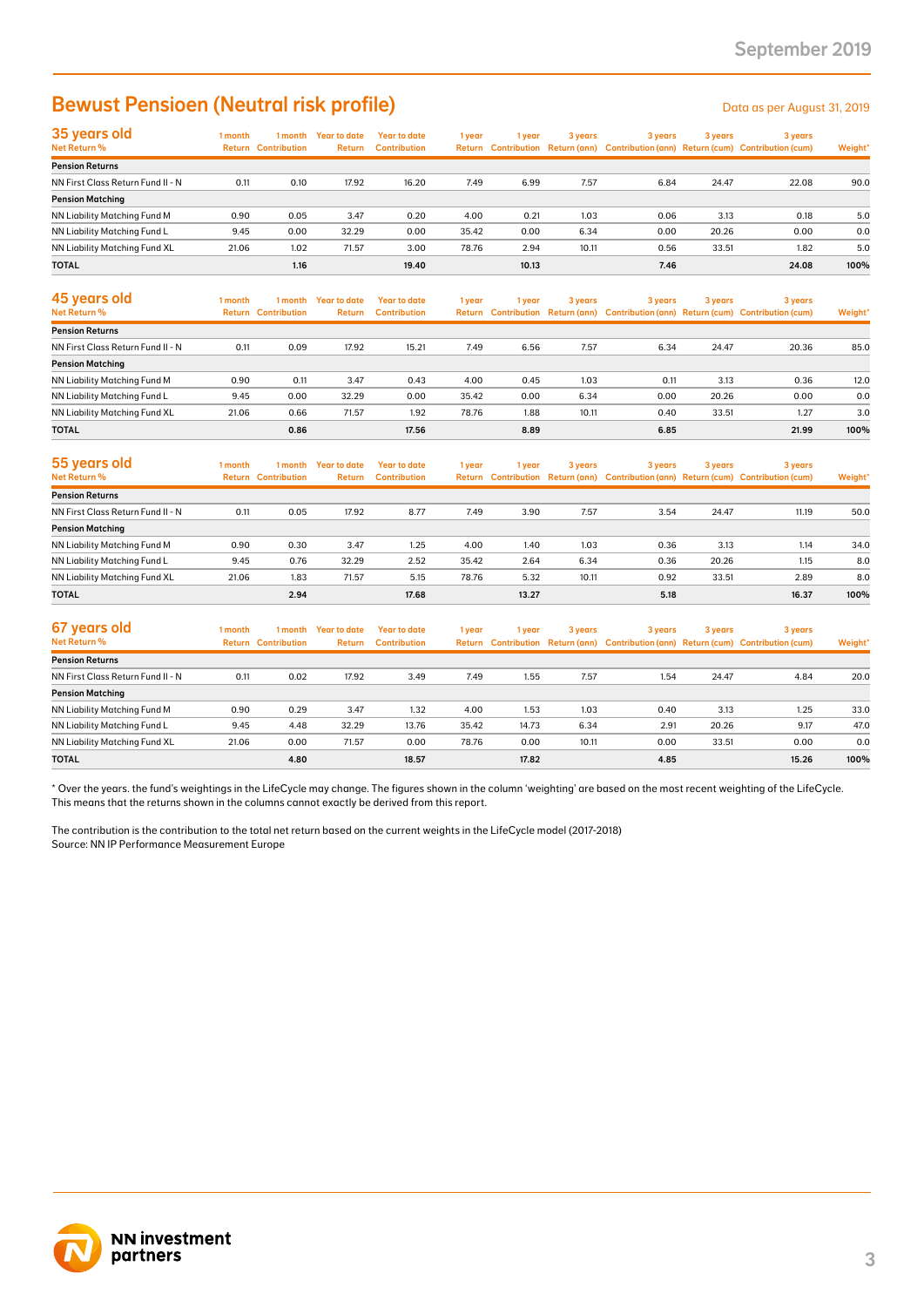# Bewust Pensioen (Neutral risk profile)

Data as per August 31, 2019

## 35 years old

| Net Return % | 1 month Return | 1 month Contribution | Year to date Return | Year to date Contribution | 1 year Return | 1 year Contribution | 3 years Return (ann) | 3 years Contribution (ann) | 3 years Return (cum) | 3 years Contribution (cum) | Weight* |
|---|---|---|---|---|---|---|---|---|---|---|---|
| **Pension Returns** | | | | | | | | | | | |
| NN First Class Return Fund II - N | 0.11 | 0.10 | 17.92 | 16.20 | 7.49 | 6.99 | 7.57 | 6.84 | 24.47 | 22.08 | 90.0 |
| **Pension Matching** | | | | | | | | | | | |
| NN Liability Matching Fund M | 0.90 | 0.05 | 3.47 | 0.20 | 4.00 | 0.21 | 1.03 | 0.06 | 3.13 | 0.18 | 5.0 |
| NN Liability Matching Fund L | 9.45 | 0.00 | 32.29 | 0.00 | 35.42 | 0.00 | 6.34 | 0.00 | 20.26 | 0.00 | 0.0 |
| NN Liability Matching Fund XL | 21.06 | 1.02 | 71.57 | 3.00 | 78.76 | 2.94 | 10.11 | 0.56 | 33.51 | 1.82 | 5.0 |
| **TOTAL** | | **1.16** | | **19.40** | | **10.13** | | **7.46** | | **24.08** | **100%** |

## 45 years old

| Net Return % | 1 month Return | 1 month Contribution | Year to date Return | Year to date Contribution | 1 year Return | 1 year Contribution | 3 years Return (ann) | 3 years Contribution (ann) | 3 years Return (cum) | 3 years Contribution (cum) | Weight* |
|---|---|---|---|---|---|---|---|---|---|---|---|
| **Pension Returns** | | | | | | | | | | | |
| NN First Class Return Fund II - N | 0.11 | 0.09 | 17.92 | 15.21 | 7.49 | 6.56 | 7.57 | 6.34 | 24.47 | 20.36 | 85.0 |
| **Pension Matching** | | | | | | | | | | | |
| NN Liability Matching Fund M | 0.90 | 0.11 | 3.47 | 0.43 | 4.00 | 0.45 | 1.03 | 0.11 | 3.13 | 0.36 | 12.0 |
| NN Liability Matching Fund L | 9.45 | 0.00 | 32.29 | 0.00 | 35.42 | 0.00 | 6.34 | 0.00 | 20.26 | 0.00 | 0.0 |
| NN Liability Matching Fund XL | 21.06 | 0.66 | 71.57 | 1.92 | 78.76 | 1.88 | 10.11 | 0.40 | 33.51 | 1.27 | 3.0 |
| **TOTAL** | | **0.86** | | **17.56** | | **8.89** | | **6.85** | | **21.99** | **100%** |

## 55 years old

| Net Return % | 1 month Return | 1 month Contribution | Year to date Return | Year to date Contribution | 1 year Return | 1 year Contribution | 3 years Return (ann) | 3 years Contribution (ann) | 3 years Return (cum) | 3 years Contribution (cum) | Weight* |
|---|---|---|---|---|---|---|---|---|---|---|---|
| **Pension Returns** | | | | | | | | | | | |
| NN First Class Return Fund II - N | 0.11 | 0.05 | 17.92 | 8.77 | 7.49 | 3.90 | 7.57 | 3.54 | 24.47 | 11.19 | 50.0 |
| **Pension Matching** | | | | | | | | | | | |
| NN Liability Matching Fund M | 0.90 | 0.30 | 3.47 | 1.25 | 4.00 | 1.40 | 1.03 | 0.36 | 3.13 | 1.14 | 34.0 |
| NN Liability Matching Fund L | 9.45 | 0.76 | 32.29 | 2.52 | 35.42 | 2.64 | 6.34 | 0.36 | 20.26 | 1.15 | 8.0 |
| NN Liability Matching Fund XL | 21.06 | 1.83 | 71.57 | 5.15 | 78.76 | 5.32 | 10.11 | 0.92 | 33.51 | 2.89 | 8.0 |
| **TOTAL** | | **2.94** | | **17.68** | | **13.27** | | **5.18** | | **16.37** | **100%** |

## 67 years old

| Net Return % | 1 month Return | 1 month Contribution | Year to date Return | Year to date Contribution | 1 year Return | 1 year Contribution | 3 years Return (ann) | 3 years Contribution (ann) | 3 years Return (cum) | 3 years Contribution (cum) | Weight* |
|---|---|---|---|---|---|---|---|---|---|---|---|
| **Pension Returns** | | | | | | | | | | | |
| NN First Class Return Fund II - N | 0.11 | 0.02 | 17.92 | 3.49 | 7.49 | 1.55 | 7.57 | 1.54 | 24.47 | 4.84 | 20.0 |
| **Pension Matching** | | | | | | | | | | | |
| NN Liability Matching Fund M | 0.90 | 0.29 | 3.47 | 1.32 | 4.00 | 1.53 | 1.03 | 0.40 | 3.13 | 1.25 | 33.0 |
| NN Liability Matching Fund L | 9.45 | 4.48 | 32.29 | 13.76 | 35.42 | 14.73 | 6.34 | 2.91 | 20.26 | 9.17 | 47.0 |
| NN Liability Matching Fund XL | 21.06 | 0.00 | 71.57 | 0.00 | 78.76 | 0.00 | 10.11 | 0.00 | 33.51 | 0.00 | 0.0 |
| **TOTAL** | | **4.80** | | **18.57** | | **17.82** | | **4.85** | | **15.26** | **100%** |

* Over the years. the fund's weightings in the LifeCycle may change. The figures shown in the column 'weighting' are based on the most recent weighting of the LifeCycle. This means that the returns shown in the columns cannot exactly be derived from this report.

The contribution is the contribution to the total net return based on the current weights in the LifeCycle model (2017-2018)
Source: NN IP Performance Measurement Europe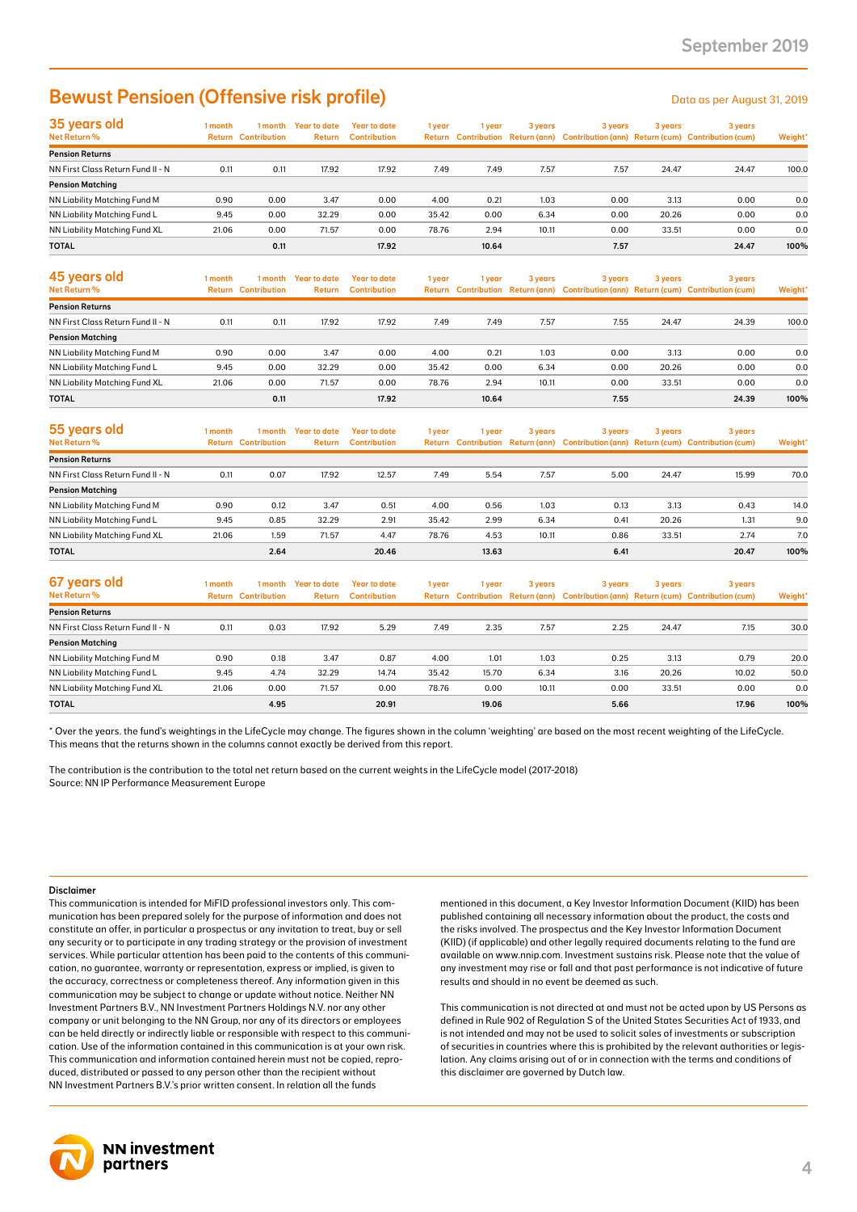# Bewust Pensioen (Offensive risk profile)

Data as per August 31, 2019

## 35 years old

| Net Return % | 1 month Return | 1 month Contribution | Year to date Return | Year to date Contribution | 1 year Return | 1 year Contribution | 3 years Return (ann) | 3 years Contribution (ann) | 3 years Return (cum) | 3 years Contribution (cum) | Weight* |
|---|---|---|---|---|---|---|---|---|---|---|---|
| **Pension Returns** | | | | | | | | | | | |
| NN First Class Return Fund II - N | 0.11 | 0.11 | 17.92 | 17.92 | 7.49 | 7.49 | 7.57 | 7.57 | 24.47 | 24.47 | 100.0 |
| **Pension Matching** | | | | | | | | | | | |
| NN Liability Matching Fund M | 0.90 | 0.00 | 3.47 | 0.00 | 4.00 | 0.21 | 1.03 | 0.00 | 3.13 | 0.00 | 0.0 |
| NN Liability Matching Fund L | 9.45 | 0.00 | 32.29 | 0.00 | 35.42 | 0.00 | 6.34 | 0.00 | 20.26 | 0.00 | 0.0 |
| NN Liability Matching Fund XL | 21.06 | 0.00 | 71.57 | 0.00 | 78.76 | 2.94 | 10.11 | 0.00 | 33.51 | 0.00 | 0.0 |
| **TOTAL** | | **0.11** | | **17.92** | | **10.64** | | **7.57** | | **24.47** | **100%** |

## 45 years old

| Net Return % | 1 month Return | 1 month Contribution | Year to date Return | Year to date Contribution | 1 year Return | 1 year Contribution | 3 years Return (ann) | 3 years Contribution (ann) | 3 years Return (cum) | 3 years Contribution (cum) | Weight* |
|---|---|---|---|---|---|---|---|---|---|---|---|
| **Pension Returns** | | | | | | | | | | | |
| NN First Class Return Fund II - N | 0.11 | 0.11 | 17.92 | 17.92 | 7.49 | 7.49 | 7.57 | 7.55 | 24.47 | 24.39 | 100.0 |
| **Pension Matching** | | | | | | | | | | | |
| NN Liability Matching Fund M | 0.90 | 0.00 | 3.47 | 0.00 | 4.00 | 0.21 | 1.03 | 0.00 | 3.13 | 0.00 | 0.0 |
| NN Liability Matching Fund L | 9.45 | 0.00 | 32.29 | 0.00 | 35.42 | 0.00 | 6.34 | 0.00 | 20.26 | 0.00 | 0.0 |
| NN Liability Matching Fund XL | 21.06 | 0.00 | 71.57 | 0.00 | 78.76 | 2.94 | 10.11 | 0.00 | 33.51 | 0.00 | 0.0 |
| **TOTAL** | | **0.11** | | **17.92** | | **10.64** | | **7.55** | | **24.39** | **100%** |

## 55 years old

| Net Return % | 1 month Return | 1 month Contribution | Year to date Return | Year to date Contribution | 1 year Return | 1 year Contribution | 3 years Return (ann) | 3 years Contribution (ann) | 3 years Return (cum) | 3 years Contribution (cum) | Weight* |
|---|---|---|---|---|---|---|---|---|---|---|---|
| **Pension Returns** | | | | | | | | | | | |
| NN First Class Return Fund II - N | 0.11 | 0.07 | 17.92 | 12.57 | 7.49 | 5.54 | 7.57 | 5.00 | 24.47 | 15.99 | 70.0 |
| **Pension Matching** | | | | | | | | | | | |
| NN Liability Matching Fund M | 0.90 | 0.12 | 3.47 | 0.51 | 4.00 | 0.56 | 1.03 | 0.13 | 3.13 | 0.43 | 14.0 |
| NN Liability Matching Fund L | 9.45 | 0.85 | 32.29 | 2.91 | 35.42 | 2.99 | 6.34 | 0.41 | 20.26 | 1.31 | 9.0 |
| NN Liability Matching Fund XL | 21.06 | 1.59 | 71.57 | 4.47 | 78.76 | 4.53 | 10.11 | 0.86 | 33.51 | 2.74 | 7.0 |
| **TOTAL** | | **2.64** | | **20.46** | | **13.63** | | **6.41** | | **20.47** | **100%** |

## 67 years old

| Net Return % | 1 month Return | 1 month Contribution | Year to date Return | Year to date Contribution | 1 year Return | 1 year Contribution | 3 years Return (ann) | 3 years Contribution (ann) | 3 years Return (cum) | 3 years Contribution (cum) | Weight* |
|---|---|---|---|---|---|---|---|---|---|---|---|
| **Pension Returns** | | | | | | | | | | | |
| NN First Class Return Fund II - N | 0.11 | 0.03 | 17.92 | 5.29 | 7.49 | 2.35 | 7.57 | 2.25 | 24.47 | 7.15 | 30.0 |
| **Pension Matching** | | | | | | | | | | | |
| NN Liability Matching Fund M | 0.90 | 0.18 | 3.47 | 0.87 | 4.00 | 1.01 | 1.03 | 0.25 | 3.13 | 0.79 | 20.0 |
| NN Liability Matching Fund L | 9.45 | 4.74 | 32.29 | 14.74 | 35.42 | 15.70 | 6.34 | 3.16 | 20.26 | 10.02 | 50.0 |
| NN Liability Matching Fund XL | 21.06 | 0.00 | 71.57 | 0.00 | 78.76 | 0.00 | 10.11 | 0.00 | 33.51 | 0.00 | 0.0 |
| **TOTAL** | | **4.95** | | **20.91** | | **19.06** | | **5.66** | | **17.96** | **100%** |

* Over the years. the fund's weightings in the LifeCycle may change. The figures shown in the column 'weighting' are based on the most recent weighting of the LifeCycle. This means that the returns shown in the columns cannot exactly be derived from this report.

The contribution is the contribution to the total net return based on the current weights in the LifeCycle model (2017-2018)
Source: NN IP Performance Measurement Europe

**Disclaimer**

This communication is intended for MiFID professional investors only. This communication has been prepared solely for the purpose of information and does not constitute an offer, in particular a prospectus or any invitation to treat, buy or sell any security or to participate in any trading strategy or the provision of investment services. While particular attention has been paid to the contents of this communication, no guarantee, warranty or representation, express or implied, is given to the accuracy, correctness or completeness thereof. Any information given in this communication may be subject to change or update without notice. Neither NN Investment Partners B.V., NN Investment Partners Holdings N.V. nor any other company or unit belonging to the NN Group, nor any of its directors or employees can be held directly or indirectly liable or responsible with respect to this communication. Use of the information contained in this communication is at your own risk. This communication and information contained herein must not be copied, reproduced, distributed or passed to any person other than the recipient without NN Investment Partners B.V.'s prior written consent. In relation all the funds mentioned in this document, a Key Investor Information Document (KIID) has been published containing all necessary information about the product, the costs and the risks involved. The prospectus and the Key Investor Information Document (KIID) (if applicable) and other legally required documents relating to the fund are available on www.nnip.com. Investment sustains risk. Please note that the value of any investment may rise or fall and that past performance is not indicative of future results and should in no event be deemed as such.

This communication is not directed at and must not be acted upon by US Persons as defined in Rule 902 of Regulation S of the United States Securities Act of 1933, and is not intended and may not be used to solicit sales of investments or subscription of securities in countries where this is prohibited by the relevant authorities or legislation. Any claims arising out of or in connection with the terms and conditions of this disclaimer are governed by Dutch law.